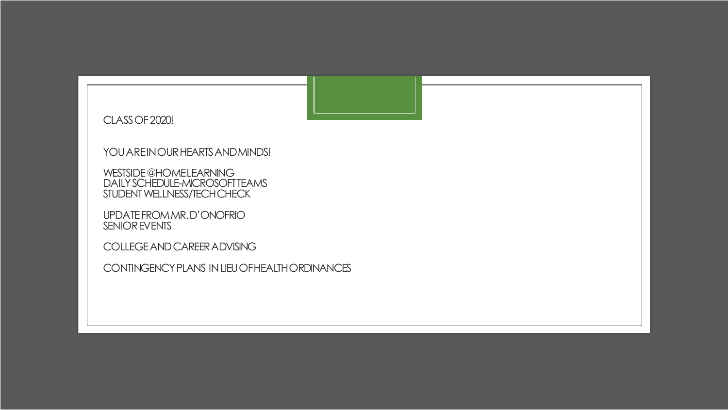CLASS OF 2020!

YOU ARE IN OUR HEARTS AND MINDS!

WESTSIDE @HOME LEARNING
DAILY SCHEDULE-MICROSOFT TEAMS
STUDENT WELLNESS/TECH CHECK

UPDATE FROM MR. D'ONOFRIO
SENIOR EVENTS

COLLEGE AND CAREER ADVISING

CONTINGENCY PLANS IN LIEU OF HEALTH ORDINANCES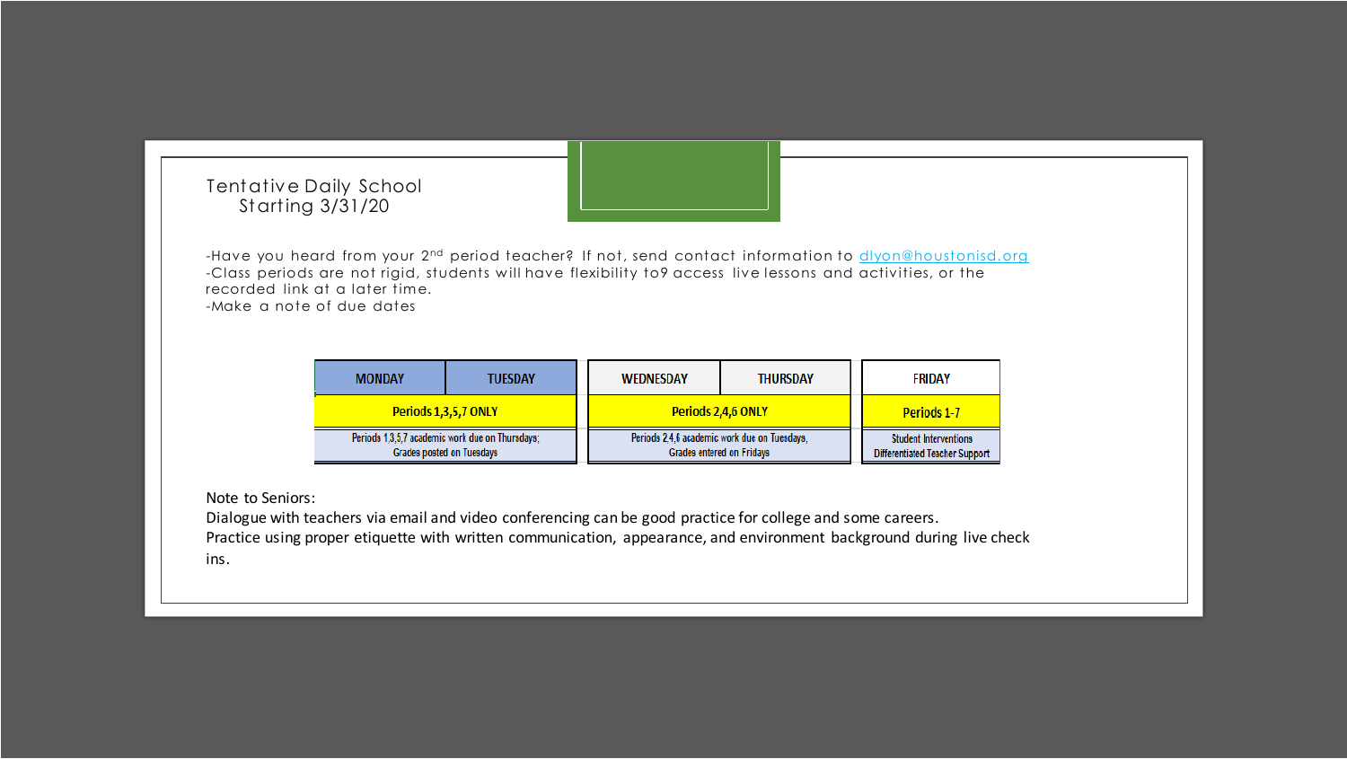# Tentative Daily School Starting 3/31/20

-Have you heard from your 2nd period teacher? If not, send contact information to dlyon@houstonisd.org
-Class periods are not rigid, students will have flexibility to9 access live lessons and activities, or the recorded link at a later time.
-Make a note of due dates

| MONDAY | TUESDAY | WEDNESDAY | THURSDAY | FRIDAY |
|---|---|---|---|---|
| Periods 1,3,5,7 ONLY | | Periods 2,4,6 ONLY | | Periods 1-7 |
| Periods 1,3,5,7 academic work due on Thursdays; Grades posted on Tuesdays | | Periods 2,4,6 academic work due on Tuesdays, Grades entered on Fridays | | Student Interventions Differentiated Teacher Support |

Note to Seniors:
Dialogue with teachers via email and video conferencing can be good practice for college and some careers.
Practice using proper etiquette with written communication, appearance, and environment background during live check ins.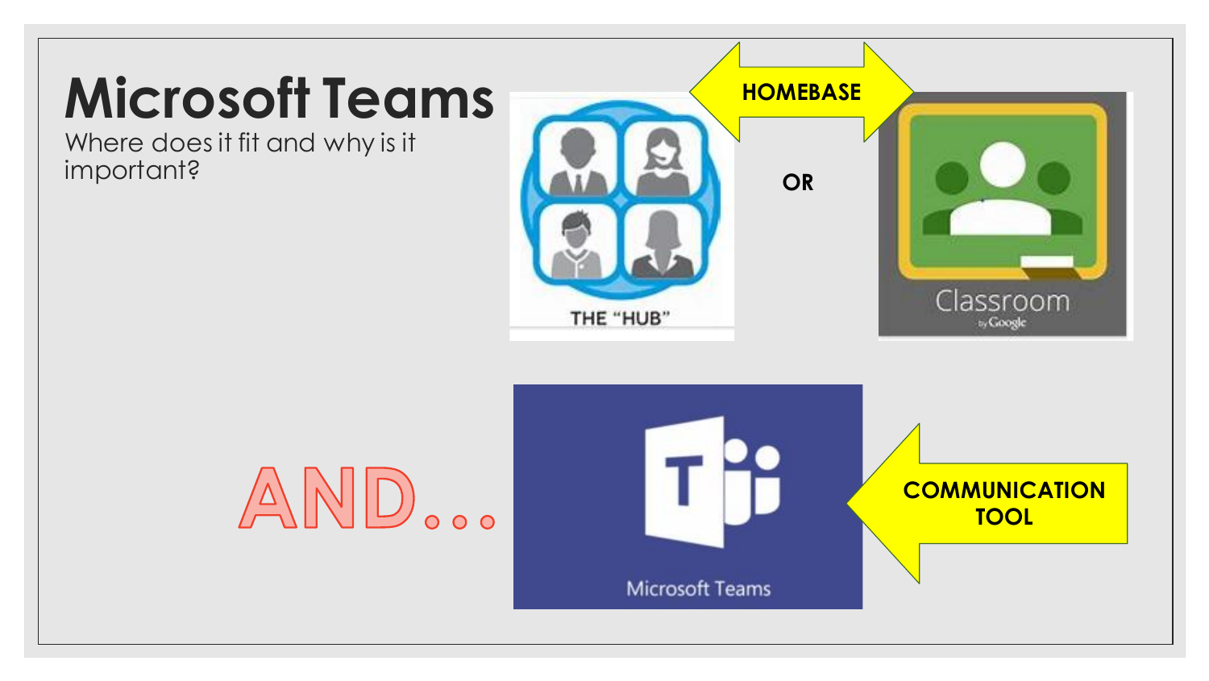# Microsoft Teams

Where does it fit and why is it important?

THE "HUB"

HOMEBASE

OR

Classroom by Google

AND…

Microsoft Teams

COMMUNICATION TOOL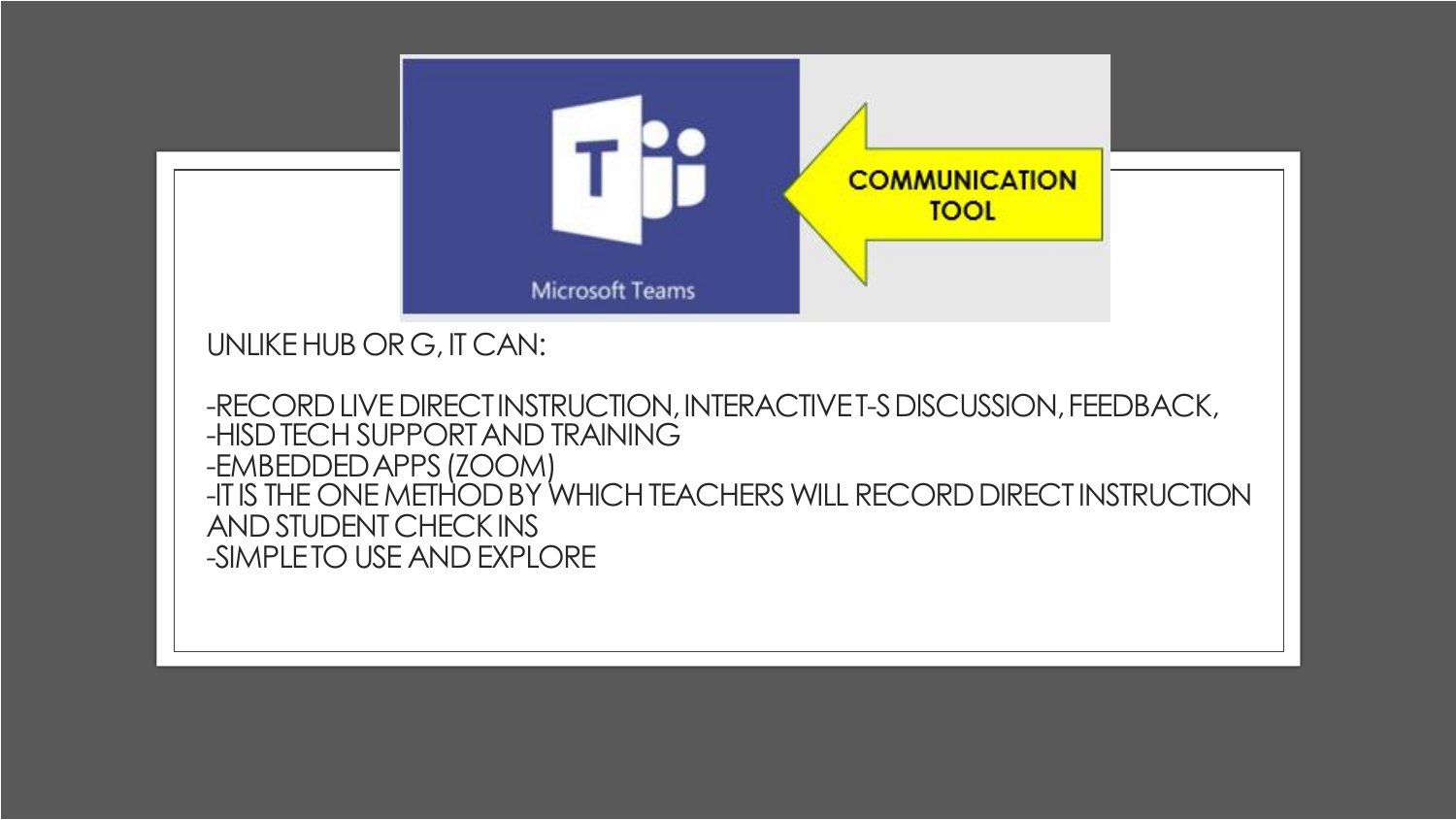Microsoft Teams

COMMUNICATION TOOL

UNLIKE HUB OR G, IT CAN:

-RECORD LIVE DIRECT INSTRUCTION, INTERACTIVE T-S DISCUSSION, FEEDBACK,
-HISD TECH SUPPORT AND TRAINING
-EMBEDDED APPS (ZOOM)
-IT IS THE ONE METHOD BY WHICH TEACHERS WILL RECORD DIRECT INSTRUCTION AND STUDENT CHECK INS
-SIMPLE TO USE AND EXPLORE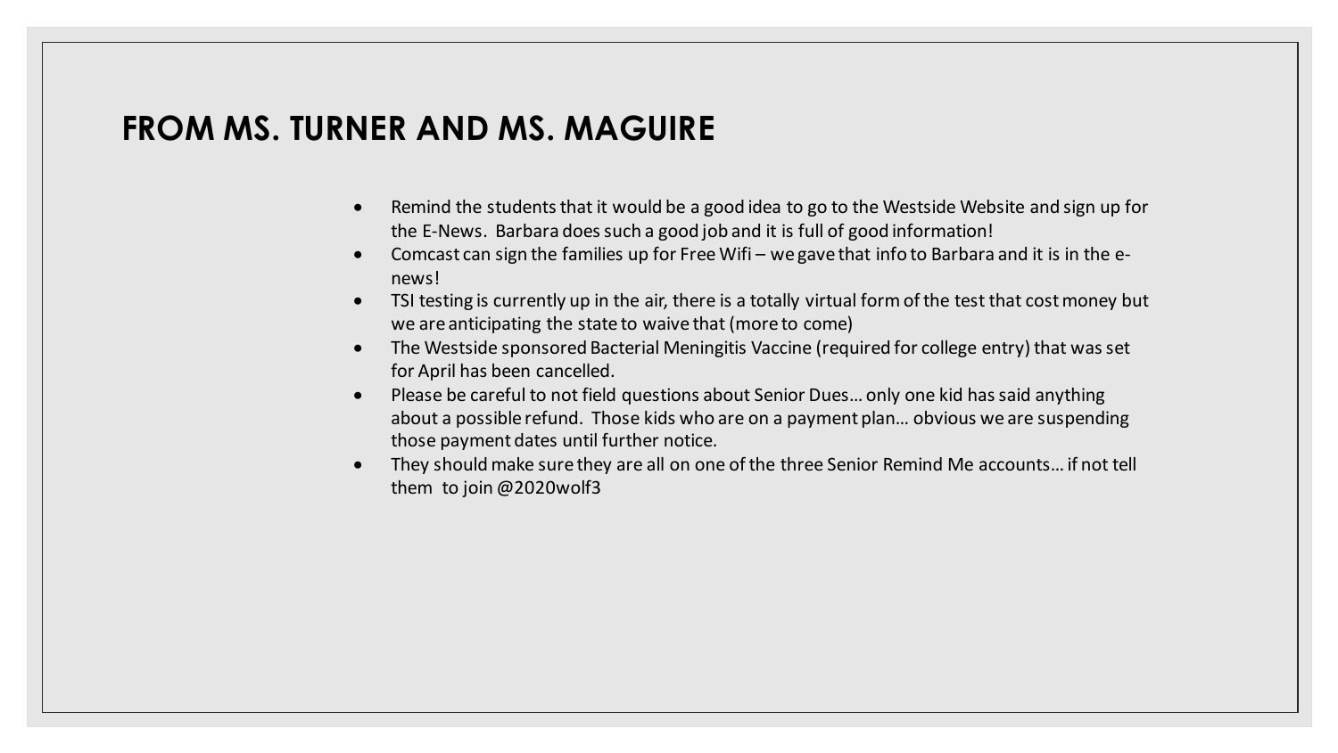## FROM MS. TURNER AND MS. MAGUIRE

- Remind the students that it would be a good idea to go to the Westside Website and sign up for the E-News. Barbara does such a good job and it is full of good information!
- Comcast can sign the families up for Free Wifi – we gave that info to Barbara and it is in the e-news!
- TSI testing is currently up in the air, there is a totally virtual form of the test that cost money but we are anticipating the state to waive that (more to come)
- The Westside sponsored Bacterial Meningitis Vaccine (required for college entry) that was set for April has been cancelled.
- Please be careful to not field questions about Senior Dues… only one kid has said anything about a possible refund. Those kids who are on a payment plan… obvious we are suspending those payment dates until further notice.
- They should make sure they are all on one of the three Senior Remind Me accounts… if not tell them to join @2020wolf3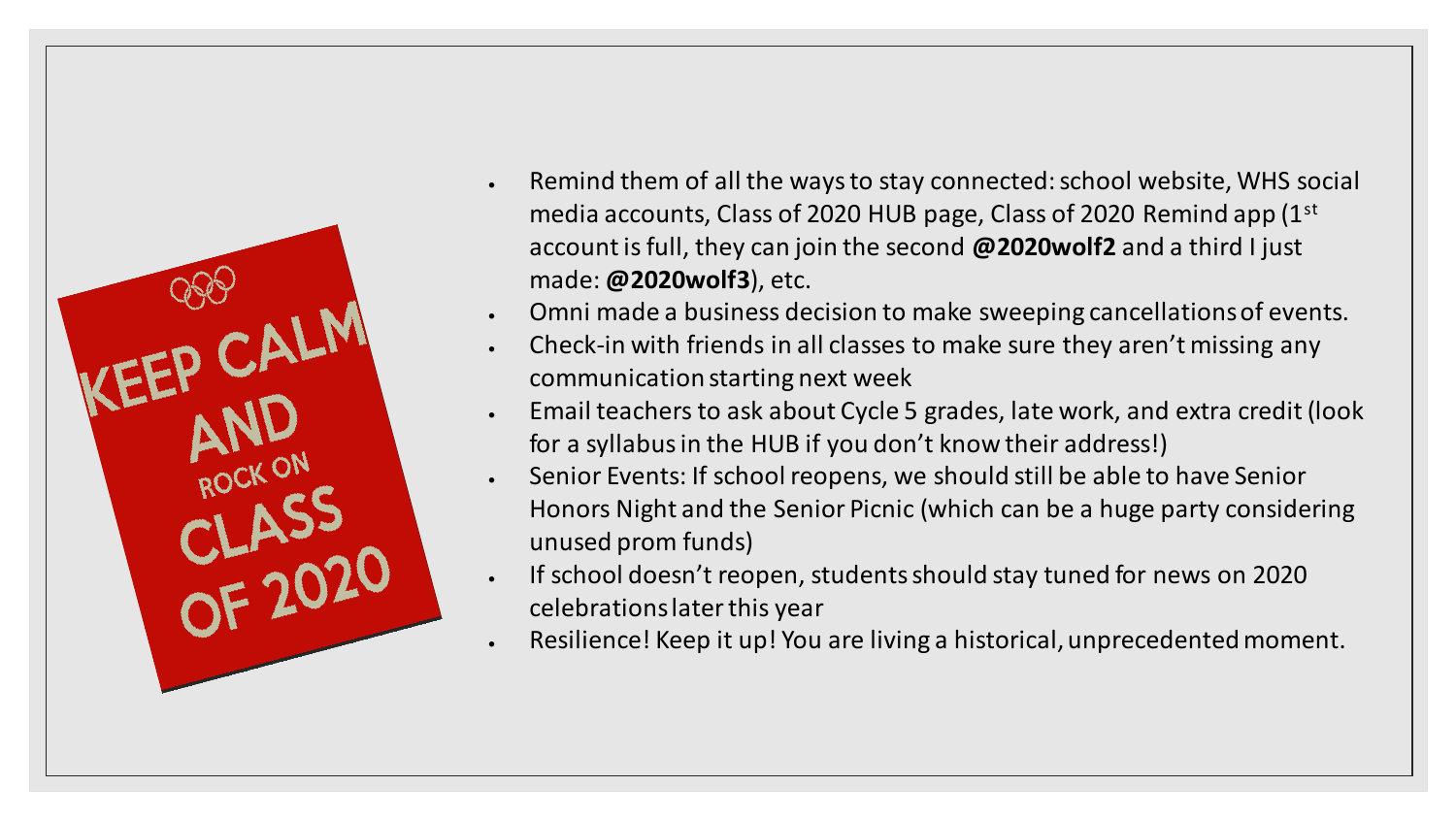- Remind them of all the ways to stay connected: school website, WHS social media accounts, Class of 2020 HUB page, Class of 2020 Remind app (1st account is full, they can join the second **@2020wolf2** and a third I just made: **@2020wolf3**), etc.
- Omni made a business decision to make sweeping cancellations of events.
- Check-in with friends in all classes to make sure they aren't missing any communication starting next week
- Email teachers to ask about Cycle 5 grades, late work, and extra credit (look for a syllabus in the HUB if you don't know their address!)
- Senior Events: If school reopens, we should still be able to have Senior Honors Night and the Senior Picnic (which can be a huge party considering unused prom funds)
- If school doesn't reopen, students should stay tuned for news on 2020 celebrations later this year
- Resilience! Keep it up! You are living a historical, unprecedented moment.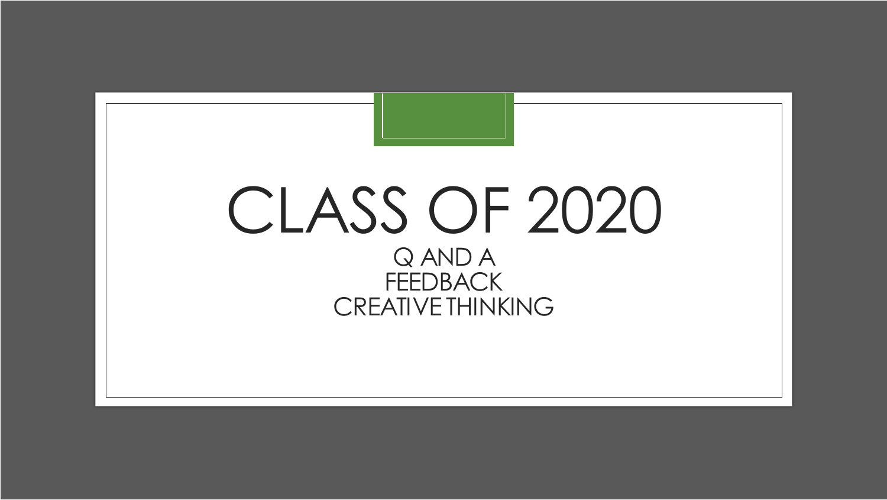# CLASS OF 2020

Q AND A
FEEDBACK
CREATIVE THINKING